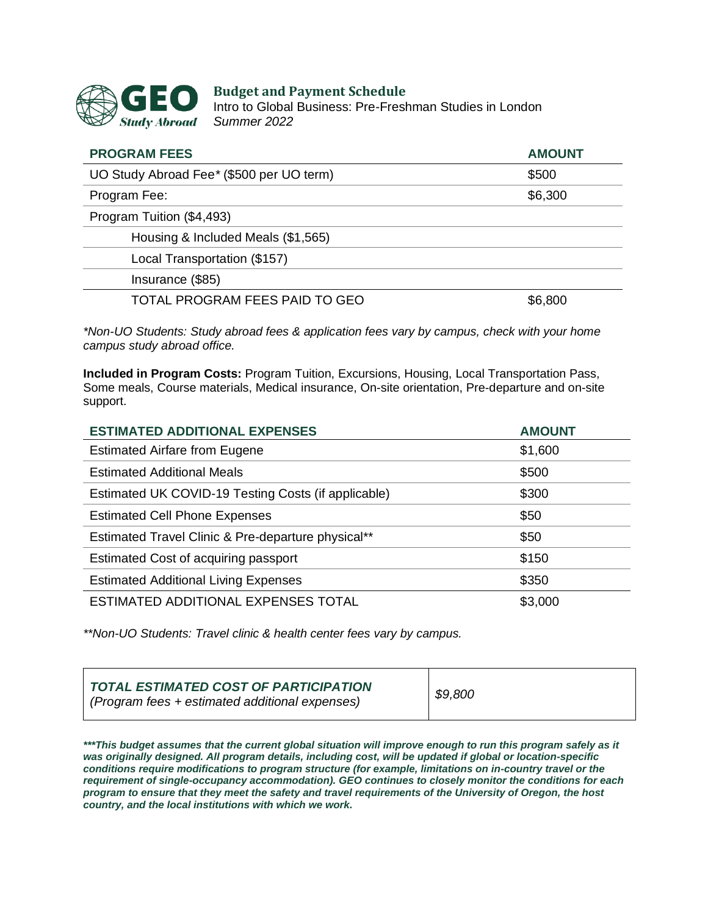# GEO Study Abroad

## Budget and Payment Schedule

Intro to Global Business: Pre-Freshman Studies in London
*Summer 2022*

| PROGRAM FEES | AMOUNT |
| --- | --- |
| UO Study Abroad Fee* ($500 per UO term) | $500 |
| Program Fee: | $6,300 |
| Program Tuition ($4,493) | |
| Housing & Included Meals ($1,565) | |
| Local Transportation ($157) | |
| Insurance ($85) | |
| TOTAL PROGRAM FEES PAID TO GEO | $6,800 |

*\*Non-UO Students: Study abroad fees & application fees vary by campus, check with your home campus study abroad office.*

**Included in Program Costs:** Program Tuition, Excursions, Housing, Local Transportation Pass, Some meals, Course materials, Medical insurance, On-site orientation, Pre-departure and on-site support.

| ESTIMATED ADDITIONAL EXPENSES | AMOUNT |
| --- | --- |
| Estimated Airfare from Eugene | $1,600 |
| Estimated Additional Meals | $500 |
| Estimated UK COVID-19 Testing Costs (if applicable) | $300 |
| Estimated Cell Phone Expenses | $50 |
| Estimated Travel Clinic & Pre-departure physical** | $50 |
| Estimated Cost of acquiring passport | $150 |
| Estimated Additional Living Expenses | $350 |
| ESTIMATED ADDITIONAL EXPENSES TOTAL | $3,000 |

*\*\*Non-UO Students: Travel clinic & health center fees vary by campus.*

| ***TOTAL ESTIMATED COST OF PARTICIPATION*** *(Program fees + estimated additional expenses)* | *$9,800* |
| --- | --- |

***\*\*\*This budget assumes that the current global situation will improve enough to run this program safely as it was originally designed. All program details, including cost, will be updated if global or location-specific conditions require modifications to program structure (for example, limitations on in-country travel or the requirement of single-occupancy accommodation). GEO continues to closely monitor the conditions for each program to ensure that they meet the safety and travel requirements of the University of Oregon, the host country, and the local institutions with which we work.***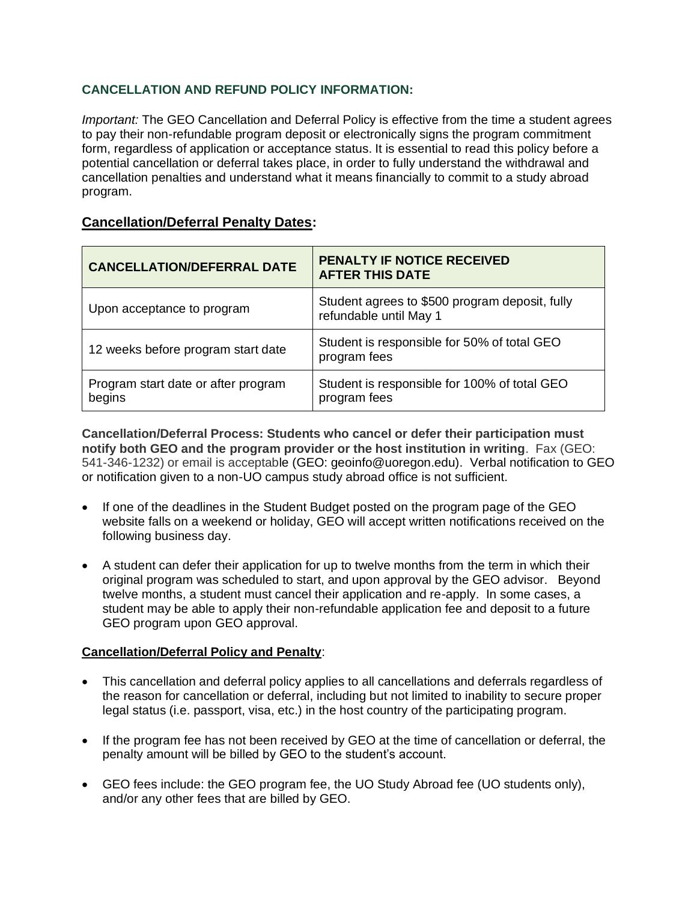## CANCELLATION AND REFUND POLICY INFORMATION:

*Important:* The GEO Cancellation and Deferral Policy is effective from the time a student agrees to pay their non-refundable program deposit or electronically signs the program commitment form, regardless of application or acceptance status. It is essential to read this policy before a potential cancellation or deferral takes place, in order to fully understand the withdrawal and cancellation penalties and understand what it means financially to commit to a study abroad program.

### Cancellation/Deferral Penalty Dates:

| CANCELLATION/DEFERRAL DATE | PENALTY IF NOTICE RECEIVED AFTER THIS DATE |
|---|---|
| Upon acceptance to program | Student agrees to $500 program deposit, fully refundable until May 1 |
| 12 weeks before program start date | Student is responsible for 50% of total GEO program fees |
| Program start date or after program begins | Student is responsible for 100% of total GEO program fees |

**Cancellation/Deferral Process: Students who cancel or defer their participation must notify both GEO and the program provider or the host institution in writing**. Fax (GEO: 541-346-1232) or email is acceptable (GEO: geoinfo@uoregon.edu). Verbal notification to GEO or notification given to a non-UO campus study abroad office is not sufficient.

- If one of the deadlines in the Student Budget posted on the program page of the GEO website falls on a weekend or holiday, GEO will accept written notifications received on the following business day.
- A student can defer their application for up to twelve months from the term in which their original program was scheduled to start, and upon approval by the GEO advisor. Beyond twelve months, a student must cancel their application and re-apply. In some cases, a student may be able to apply their non-refundable application fee and deposit to a future GEO program upon GEO approval.

### Cancellation/Deferral Policy and Penalty:

- This cancellation and deferral policy applies to all cancellations and deferrals regardless of the reason for cancellation or deferral, including but not limited to inability to secure proper legal status (i.e. passport, visa, etc.) in the host country of the participating program.
- If the program fee has not been received by GEO at the time of cancellation or deferral, the penalty amount will be billed by GEO to the student's account.
- GEO fees include: the GEO program fee, the UO Study Abroad fee (UO students only), and/or any other fees that are billed by GEO.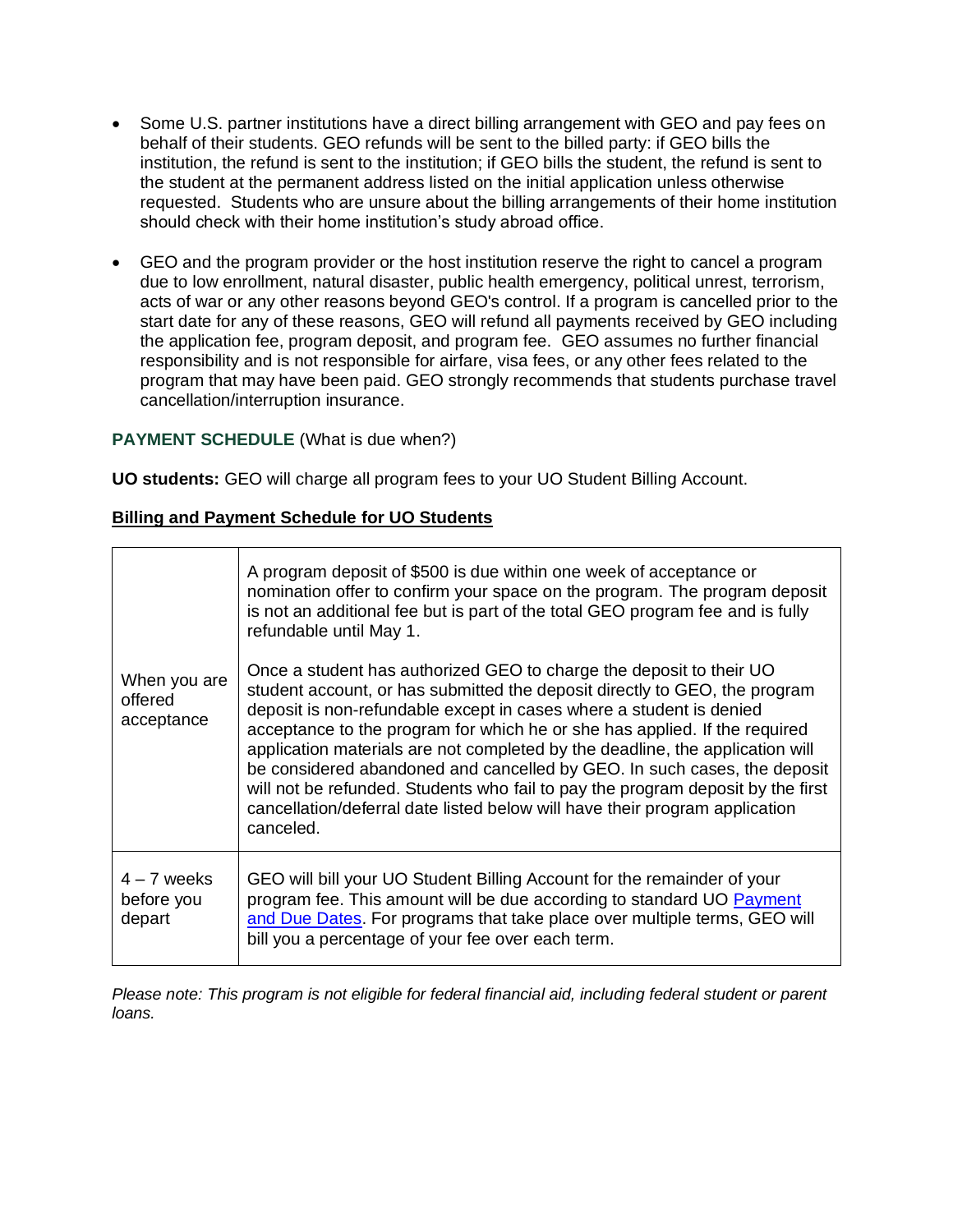- Some U.S. partner institutions have a direct billing arrangement with GEO and pay fees on behalf of their students. GEO refunds will be sent to the billed party: if GEO bills the institution, the refund is sent to the institution; if GEO bills the student, the refund is sent to the student at the permanent address listed on the initial application unless otherwise requested. Students who are unsure about the billing arrangements of their home institution should check with their home institution's study abroad office.

- GEO and the program provider or the host institution reserve the right to cancel a program due to low enrollment, natural disaster, public health emergency, political unrest, terrorism, acts of war or any other reasons beyond GEO's control. If a program is cancelled prior to the start date for any of these reasons, GEO will refund all payments received by GEO including the application fee, program deposit, and program fee. GEO assumes no further financial responsibility and is not responsible for airfare, visa fees, or any other fees related to the program that may have been paid. GEO strongly recommends that students purchase travel cancellation/interruption insurance.

**PAYMENT SCHEDULE** (What is due when?)

**UO students:** GEO will charge all program fees to your UO Student Billing Account.

**Billing and Payment Schedule for UO Students**

| | |
|---|---|
| When you are offered acceptance | A program deposit of $500 is due within one week of acceptance or nomination offer to confirm your space on the program. The program deposit is not an additional fee but is part of the total GEO program fee and is fully refundable until May 1.<br><br>Once a student has authorized GEO to charge the deposit to their UO student account, or has submitted the deposit directly to GEO, the program deposit is non-refundable except in cases where a student is denied acceptance to the program for which he or she has applied. If the required application materials are not completed by the deadline, the application will be considered abandoned and cancelled by GEO. In such cases, the deposit will not be refunded. Students who fail to pay the program deposit by the first cancellation/deferral date listed below will have their program application canceled. |
| 4 – 7 weeks before you depart | GEO will bill your UO Student Billing Account for the remainder of your program fee. This amount will be due according to standard UO Payment and Due Dates. For programs that take place over multiple terms, GEO will bill you a percentage of your fee over each term. |

*Please note: This program is not eligible for federal financial aid, including federal student or parent loans.*